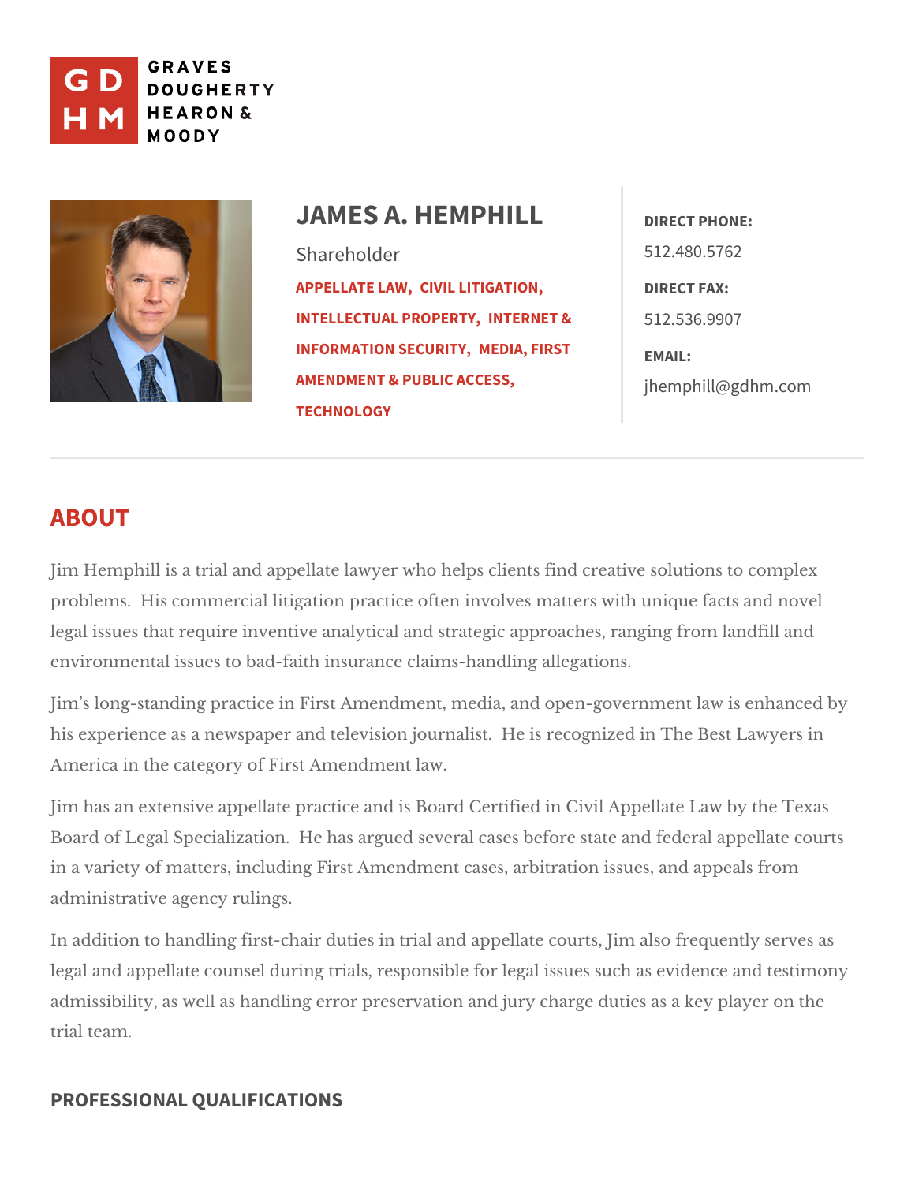GRAVES DOUGHERTY HEARON & MOODY

# JAMES A. HEMPHILL

Shareholder

APPELLATE LAW, CIVIL LITIGATION, INTELLECTUAL PROPERTY, INTERNET & INFORMATION SECURITY, MEDIA, FIRST AMENDMENT & PUBLIC ACCESS, TECHNOLOGY

**DIRECT PHONE:**
512.480.5762

**DIRECT FAX:**
512.536.9907

**EMAIL:**
jhemphill@gdhm.com

## ABOUT

Jim Hemphill is a trial and appellate lawyer who helps clients find creative solutions to complex problems. His commercial litigation practice often involves matters with unique facts and novel legal issues that require inventive analytical and strategic approaches, ranging from landfill and environmental issues to bad-faith insurance claims-handling allegations.

Jim's long-standing practice in First Amendment, media, and open-government law is enhanced by his experience as a newspaper and television journalist. He is recognized in The Best Lawyers in America in the category of First Amendment law.

Jim has an extensive appellate practice and is Board Certified in Civil Appellate Law by the Texas Board of Legal Specialization. He has argued several cases before state and federal appellate courts in a variety of matters, including First Amendment cases, arbitration issues, and appeals from administrative agency rulings.

In addition to handling first-chair duties in trial and appellate courts, Jim also frequently serves as legal and appellate counsel during trials, responsible for legal issues such as evidence and testimony admissibility, as well as handling error preservation and jury charge duties as a key player on the trial team.

### PROFESSIONAL QUALIFICATIONS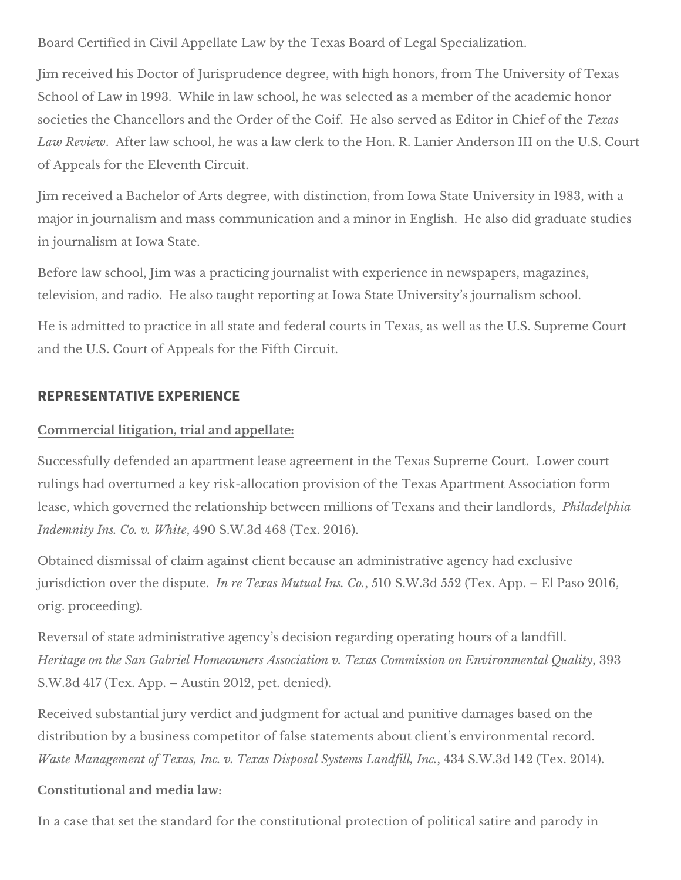Board Certified in Civil Appellate Law by the Texas Board of Legal Specialization.

Jim received his Doctor of Jurisprudence degree, with high honors, from The University of Texas School of Law in 1993. While in law school, he was selected as a member of the academic honor societies the Chancellors and the Order of the Coif. He also served as Editor in Chief of the *Texas Law Review*. After law school, he was a law clerk to the Hon. R. Lanier Anderson III on the U.S. Court of Appeals for the Eleventh Circuit.

Jim received a Bachelor of Arts degree, with distinction, from Iowa State University in 1983, with a major in journalism and mass communication and a minor in English. He also did graduate studies in journalism at Iowa State.

Before law school, Jim was a practicing journalist with experience in newspapers, magazines, television, and radio. He also taught reporting at Iowa State University's journalism school.

He is admitted to practice in all state and federal courts in Texas, as well as the U.S. Supreme Court and the U.S. Court of Appeals for the Fifth Circuit.

## REPRESENTATIVE EXPERIENCE

### Commercial litigation, trial and appellate:

Successfully defended an apartment lease agreement in the Texas Supreme Court. Lower court rulings had overturned a key risk-allocation provision of the Texas Apartment Association form lease, which governed the relationship between millions of Texans and their landlords, *Philadelphia Indemnity Ins. Co. v. White*, 490 S.W.3d 468 (Tex. 2016).

Obtained dismissal of claim against client because an administrative agency had exclusive jurisdiction over the dispute. *In re Texas Mutual Ins. Co.*, 510 S.W.3d 552 (Tex. App. – El Paso 2016, orig. proceeding).

Reversal of state administrative agency's decision regarding operating hours of a landfill. *Heritage on the San Gabriel Homeowners Association v. Texas Commission on Environmental Quality*, 393 S.W.3d 417 (Tex. App. – Austin 2012, pet. denied).

Received substantial jury verdict and judgment for actual and punitive damages based on the distribution by a business competitor of false statements about client's environmental record. *Waste Management of Texas, Inc. v. Texas Disposal Systems Landfill, Inc.*, 434 S.W.3d 142 (Tex. 2014).

### Constitutional and media law:

In a case that set the standard for the constitutional protection of political satire and parody in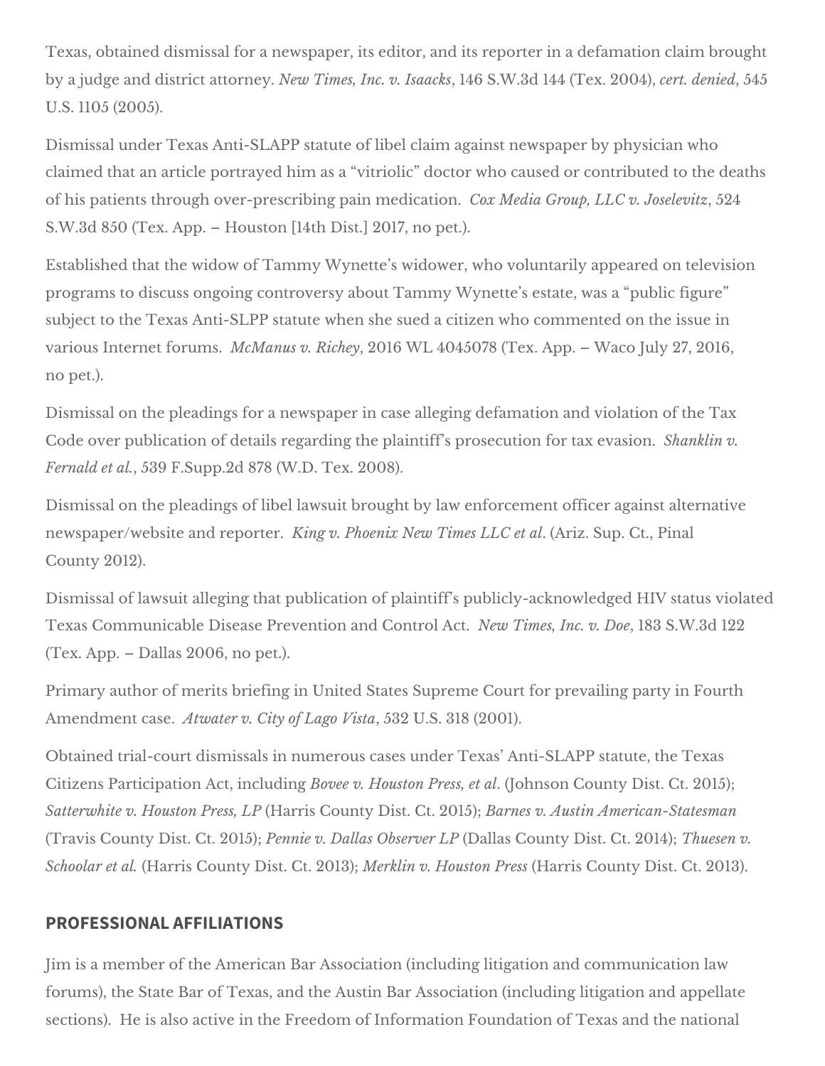Texas, obtained dismissal for a newspaper, its editor, and its reporter in a defamation claim brought by a judge and district attorney. *New Times, Inc. v. Isaacks*, 146 S.W.3d 144 (Tex. 2004), *cert. denied,* 545 U.S. 1105 (2005).

Dismissal under Texas Anti-SLAPP statute of libel claim against newspaper by physician who claimed that an article portrayed him as a "vitriolic" doctor who caused or contributed to the deaths of his patients through over-prescribing pain medication. *Cox Media Group, LLC v. Joselevitz*, 524 S.W.3d 850 (Tex. App. – Houston [14th Dist.] 2017, no pet.).

Established that the widow of Tammy Wynette's widower, who voluntarily appeared on television programs to discuss ongoing controversy about Tammy Wynette's estate, was a "public figure" subject to the Texas Anti-SLPP statute when she sued a citizen who commented on the issue in various Internet forums. *McManus v. Richey*, 2016 WL 4045078 (Tex. App. – Waco July 27, 2016, no pet.).

Dismissal on the pleadings for a newspaper in case alleging defamation and violation of the Tax Code over publication of details regarding the plaintiff's prosecution for tax evasion. *Shanklin v. Fernald et al.*, 539 F.Supp.2d 878 (W.D. Tex. 2008).

Dismissal on the pleadings of libel lawsuit brought by law enforcement officer against alternative newspaper/website and reporter. *King v. Phoenix New Times LLC et al*. (Ariz. Sup. Ct., Pinal County 2012).

Dismissal of lawsuit alleging that publication of plaintiff's publicly-acknowledged HIV status violated Texas Communicable Disease Prevention and Control Act. *New Times, Inc. v. Doe*, 183 S.W.3d 122 (Tex. App. – Dallas 2006, no pet.).

Primary author of merits briefing in United States Supreme Court for prevailing party in Fourth Amendment case. *Atwater v. City of Lago Vista*, 532 U.S. 318 (2001).

Obtained trial-court dismissals in numerous cases under Texas' Anti-SLAPP statute, the Texas Citizens Participation Act, including *Bovee v. Houston Press, et al*. (Johnson County Dist. Ct. 2015); *Satterwhite v. Houston Press, LP* (Harris County Dist. Ct. 2015); *Barnes v. Austin American-Statesman* (Travis County Dist. Ct. 2015); *Pennie v. Dallas Observer LP* (Dallas County Dist. Ct. 2014); *Thuesen v. Schoolar et al.* (Harris County Dist. Ct. 2013); *Merklin v. Houston Press* (Harris County Dist. Ct. 2013).

## PROFESSIONAL AFFILIATIONS

Jim is a member of the American Bar Association (including litigation and communication law forums), the State Bar of Texas, and the Austin Bar Association (including litigation and appellate sections). He is also active in the Freedom of Information Foundation of Texas and the national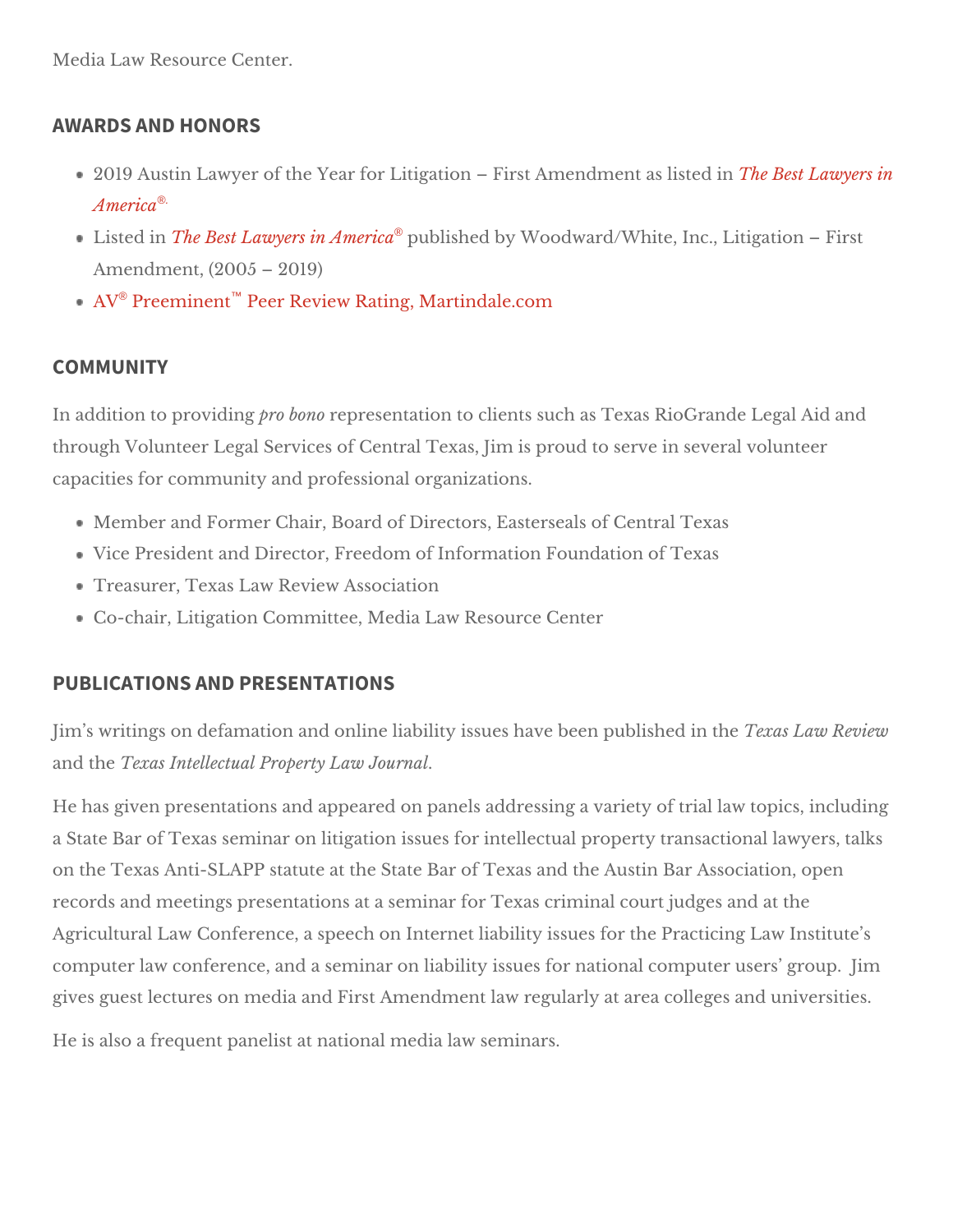Media Law Resource Center.

## AWARDS AND HONORS

- 2019 Austin Lawyer of the Year for Litigation – First Amendment as listed in *The Best Lawyers in America®.*
- Listed in *The Best Lawyers in America®* published by Woodward/White, Inc., Litigation – First Amendment, (2005 – 2019)
- AV® Preeminent™ Peer Review Rating, Martindale.com

## COMMUNITY

In addition to providing *pro bono* representation to clients such as Texas RioGrande Legal Aid and through Volunteer Legal Services of Central Texas, Jim is proud to serve in several volunteer capacities for community and professional organizations.

- Member and Former Chair, Board of Directors, Easterseals of Central Texas
- Vice President and Director, Freedom of Information Foundation of Texas
- Treasurer, Texas Law Review Association
- Co-chair, Litigation Committee, Media Law Resource Center

## PUBLICATIONS AND PRESENTATIONS

Jim's writings on defamation and online liability issues have been published in the *Texas Law Review* and the *Texas Intellectual Property Law Journal*.

He has given presentations and appeared on panels addressing a variety of trial law topics, including a State Bar of Texas seminar on litigation issues for intellectual property transactional lawyers, talks on the Texas Anti-SLAPP statute at the State Bar of Texas and the Austin Bar Association, open records and meetings presentations at a seminar for Texas criminal court judges and at the Agricultural Law Conference, a speech on Internet liability issues for the Practicing Law Institute's computer law conference, and a seminar on liability issues for national computer users' group. Jim gives guest lectures on media and First Amendment law regularly at area colleges and universities.

He is also a frequent panelist at national media law seminars.